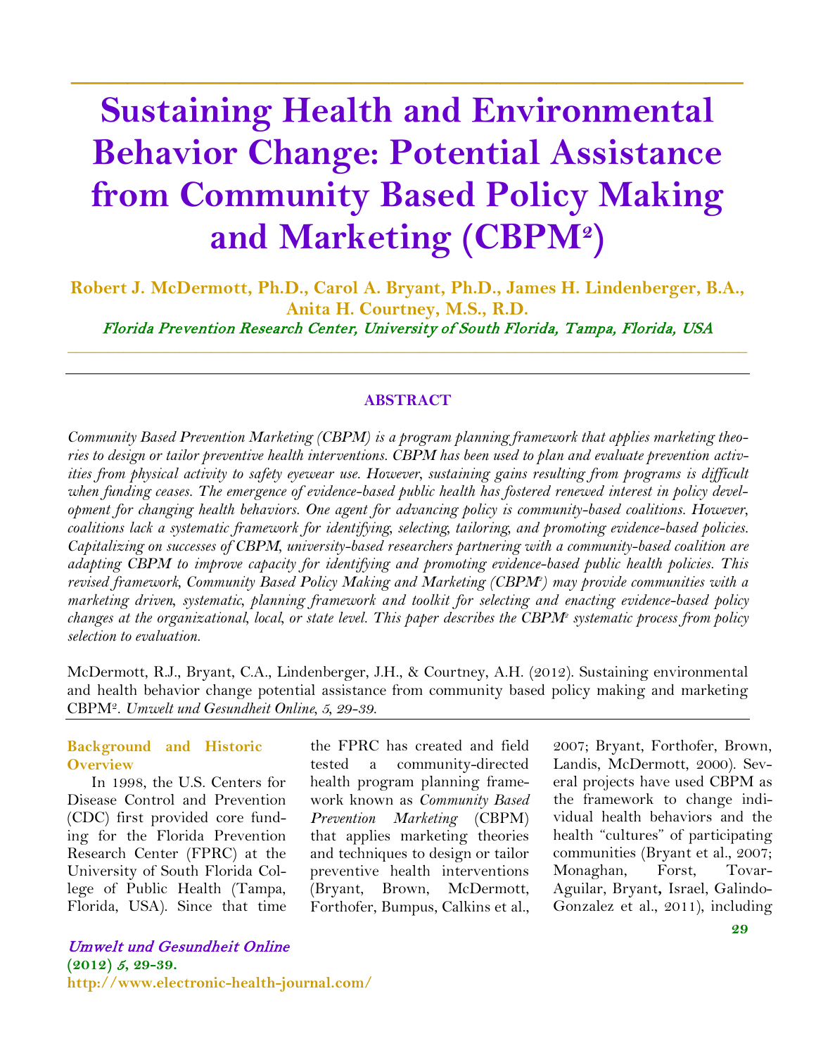# Sustaining Health and Environmental Behavior Change: Potential Assistance from Community Based Policy Making and Marketing (CBPM$^2$)

**Robert J. McDermott, Ph.D., Carol A. Bryant, Ph.D., James H. Lindenberger, B.A., Anita H. Courtney, M.S., R.D.**

*Florida Prevention Research Center, University of South Florida, Tampa, Florida, USA*

---

### ABSTRACT

*Community Based Prevention Marketing (CBPM) is a program planning framework that applies marketing theories to design or tailor preventive health interventions. CBPM has been used to plan and evaluate prevention activities from physical activity to safety eyewear use. However, sustaining gains resulting from programs is difficult when funding ceases. The emergence of evidence-based public health has fostered renewed interest in policy development for changing health behaviors. One agent for advancing policy is community-based coalitions. However, coalitions lack a systematic framework for identifying, selecting, tailoring, and promoting evidence-based policies. Capitalizing on successes of CBPM, university-based researchers partnering with a community-based coalition are adapting CBPM to improve capacity for identifying and promoting evidence-based public health policies. This revised framework, Community Based Policy Making and Marketing (CBPM$^2$) may provide communities with a marketing driven, systematic, planning framework and toolkit for selecting and enacting evidence-based policy changes at the organizational, local, or state level. This paper describes the CBPM$^2$ systematic process from policy selection to evaluation.*

McDermott, R.J., Bryant, C.A., Lindenberger, J.H., & Courtney, A.H. (2012). Sustaining environmental and health behavior change potential assistance from community based policy making and marketing CBPM$^2$. *Umwelt und Gesundheit Online, 5*, 29-39.

---

## Background and Historic Overview

In 1998, the U.S. Centers for Disease Control and Prevention (CDC) first provided core funding for the Florida Prevention Research Center (FPRC) at the University of South Florida College of Public Health (Tampa, Florida, USA). Since that time the FPRC has created and field tested a community-directed health program planning framework known as *Community Based Prevention Marketing* (CBPM) that applies marketing theories and techniques to design or tailor preventive health interventions (Bryant, Brown, McDermott, Forthofer, Bumpus, Calkins et al., 2007; Bryant, Forthofer, Brown, Landis, McDermott, 2000). Several projects have used CBPM as the framework to change individual health behaviors and the health "cultures" of participating communities (Bryant et al., 2007; Monaghan, Forst, Tovar-Aguilar, Bryant, Israel, Galindo-Gonzalez et al., 2011), including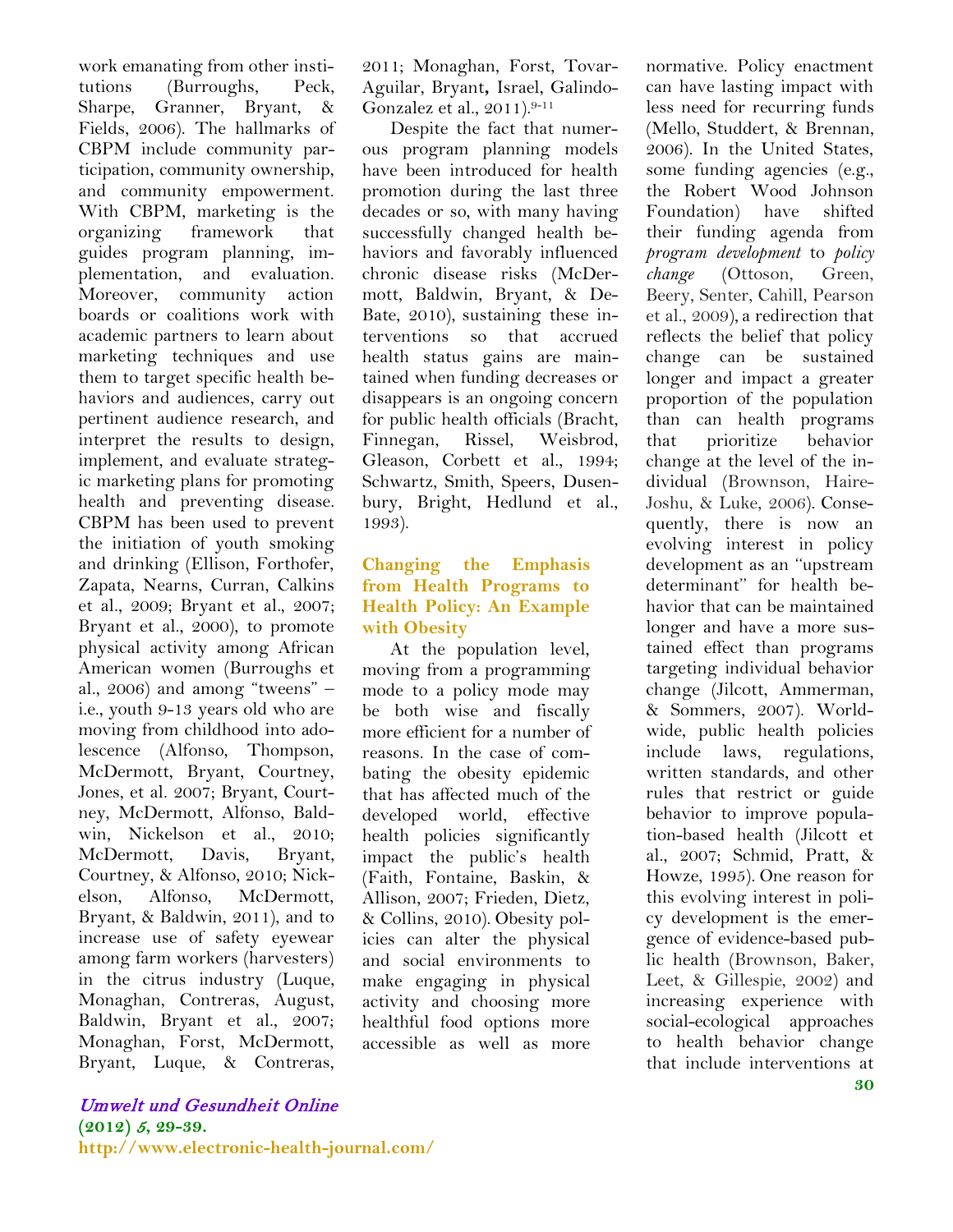work emanating from other institutions (Burroughs, Peck, Sharpe, Granner, Bryant, & Fields, 2006). The hallmarks of CBPM include community participation, community ownership, and community empowerment. With CBPM, marketing is the organizing framework that guides program planning, implementation, and evaluation. Moreover, community action boards or coalitions work with academic partners to learn about marketing techniques and use them to target specific health behaviors and audiences, carry out pertinent audience research, and interpret the results to design, implement, and evaluate strategic marketing plans for promoting health and preventing disease. CBPM has been used to prevent the initiation of youth smoking and drinking (Ellison, Forthofer, Zapata, Nearns, Curran, Calkins et al., 2009; Bryant et al., 2007; Bryant et al., 2000), to promote physical activity among African American women (Burroughs et al., 2006) and among "tweens" – i.e., youth 9-13 years old who are moving from childhood into adolescence (Alfonso, Thompson, McDermott, Bryant, Courtney, Jones, et al. 2007; Bryant, Courtney, McDermott, Alfonso, Baldwin, Nickelson et al., 2010; McDermott, Davis, Bryant, Courtney, & Alfonso, 2010; Nickelson, Alfonso, McDermott, Bryant, & Baldwin, 2011), and to increase use of safety eyewear among farm workers (harvesters) in the citrus industry (Luque, Monaghan, Contreras, August, Baldwin, Bryant et al., 2007; Monaghan, Forst, McDermott, Bryant, Luque, & Contreras, 2011; Monaghan, Forst, Tovar-Aguilar, Bryant, Israel, Galindo-Gonzalez et al., 2011).[9-11]

Despite the fact that numerous program planning models have been introduced for health promotion during the last three decades or so, with many having successfully changed health behaviors and favorably influenced chronic disease risks (McDermott, Baldwin, Bryant, & DeBate, 2010), sustaining these interventions so that accrued health status gains are maintained when funding decreases or disappears is an ongoing concern for public health officials (Bracht, Finnegan, Rissel, Weisbrod, Gleason, Corbett et al., 1994; Schwartz, Smith, Speers, Dusenbury, Bright, Hedlund et al., 1993).

## Changing the Emphasis from Health Programs to Health Policy: An Example with Obesity

At the population level, moving from a programming mode to a policy mode may be both wise and fiscally more efficient for a number of reasons. In the case of combating the obesity epidemic that has affected much of the developed world, effective health policies significantly impact the public's health (Faith, Fontaine, Baskin, & Allison, 2007; Frieden, Dietz, & Collins, 2010). Obesity policies can alter the physical and social environments to make engaging in physical activity and choosing more healthful food options more accessible as well as more normative. Policy enactment can have lasting impact with less need for recurring funds (Mello, Studdert, & Brennan, 2006). In the United States, some funding agencies (e.g., the Robert Wood Johnson Foundation) have shifted their funding agenda from *program development* to *policy change* (Ottoson, Green, Beery, Senter, Cahill, Pearson et al., 2009), a redirection that reflects the belief that policy change can be sustained longer and impact a greater proportion of the population than can health programs that prioritize behavior change at the level of the individual (Brownson, Haire-Joshu, & Luke, 2006). Consequently, there is now an evolving interest in policy development as an "upstream determinant" for health behavior that can be maintained longer and have a more sustained effect than programs targeting individual behavior change (Jilcott, Ammerman, & Sommers, 2007). Worldwide, public health policies include laws, regulations, written standards, and other rules that restrict or guide behavior to improve population-based health (Jilcott et al., 2007; Schmid, Pratt, & Howze, 1995). One reason for this evolving interest in policy development is the emergence of evidence-based public health (Brownson, Baker, Leet, & Gillespie, 2002) and increasing experience with social-ecological approaches to health behavior change that include interventions at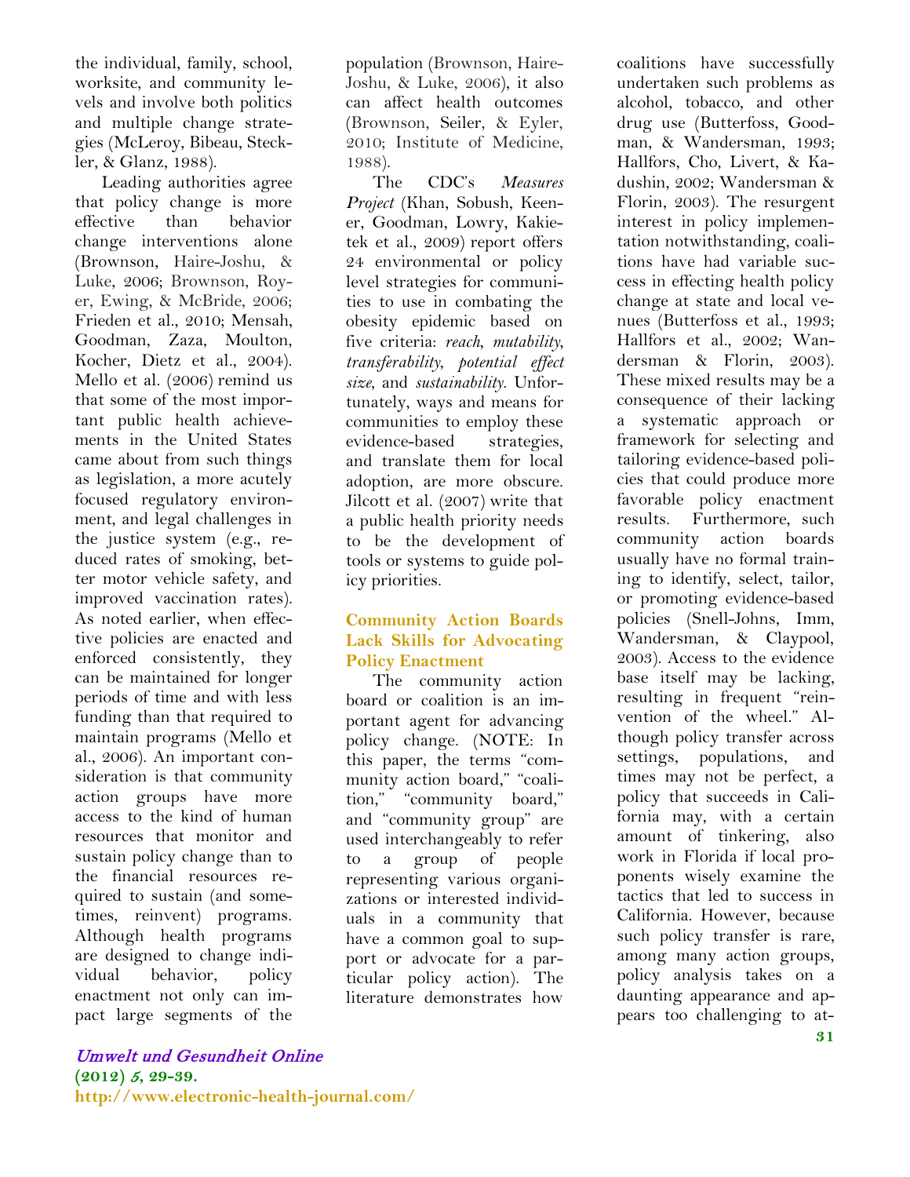the individual, family, school, worksite, and community levels and involve both politics and multiple change strategies (McLeroy, Bibeau, Steckler, & Glanz, 1988).

Leading authorities agree that policy change is more effective than behavior change interventions alone (Brownson, Haire-Joshu, & Luke, 2006; Brownson, Royer, Ewing, & McBride, 2006; Frieden et al., 2010; Mensah, Goodman, Zaza, Moulton, Kocher, Dietz et al., 2004). Mello et al. (2006) remind us that some of the most important public health achievements in the United States came about from such things as legislation, a more acutely focused regulatory environment, and legal challenges in the justice system (e.g., reduced rates of smoking, better motor vehicle safety, and improved vaccination rates). As noted earlier, when effective policies are enacted and enforced consistently, they can be maintained for longer periods of time and with less funding than that required to maintain programs (Mello et al., 2006). An important consideration is that community action groups have more access to the kind of human resources that monitor and sustain policy change than to the financial resources required to sustain (and sometimes, reinvent) programs. Although health programs are designed to change individual behavior, policy enactment not only can impact large segments of the population (Brownson, Haire-Joshu, & Luke, 2006), it also can affect health outcomes (Brownson, Seiler, & Eyler, 2010; Institute of Medicine, 1988).

The CDC's *Measures Project* (Khan, Sobush, Keener, Goodman, Lowry, Kakietek et al., 2009) report offers 24 environmental or policy level strategies for communities to use in combating the obesity epidemic based on five criteria: *reach*, *mutability*, *transferability*, *potential effect size*, and *sustainability*. Unfortunately, ways and means for communities to employ these evidence-based strategies, and translate them for local adoption, are more obscure. Jilcott et al. (2007) write that a public health priority needs to be the development of tools or systems to guide policy priorities.

## Community Action Boards Lack Skills for Advocating Policy Enactment

The community action board or coalition is an important agent for advancing policy change. (NOTE: In this paper, the terms "community action board," "coalition," "community board," and "community group" are used interchangeably to refer to a group of people representing various organizations or interested individuals in a community that have a common goal to support or advocate for a particular policy action). The literature demonstrates how coalitions have successfully undertaken such problems as alcohol, tobacco, and other drug use (Butterfoss, Goodman, & Wandersman, 1993; Hallfors, Cho, Livert, & Kadushin, 2002; Wandersman & Florin, 2003). The resurgent interest in policy implementation notwithstanding, coalitions have had variable success in effecting health policy change at state and local venues (Butterfoss et al., 1993; Hallfors et al., 2002; Wandersman & Florin, 2003). These mixed results may be a consequence of their lacking a systematic approach or framework for selecting and tailoring evidence-based policies that could produce more favorable policy enactment results. Furthermore, such community action boards usually have no formal training to identify, select, tailor, or promoting evidence-based policies (Snell-Johns, Imm, Wandersman, & Claypool, 2003). Access to the evidence base itself may be lacking, resulting in frequent "reinvention of the wheel." Although policy transfer across settings, populations, and times may not be perfect, a policy that succeeds in California may, with a certain amount of tinkering, also work in Florida if local proponents wisely examine the tactics that led to success in California. However, because such policy transfer is rare, among many action groups, policy analysis takes on a daunting appearance and appears too challenging to at-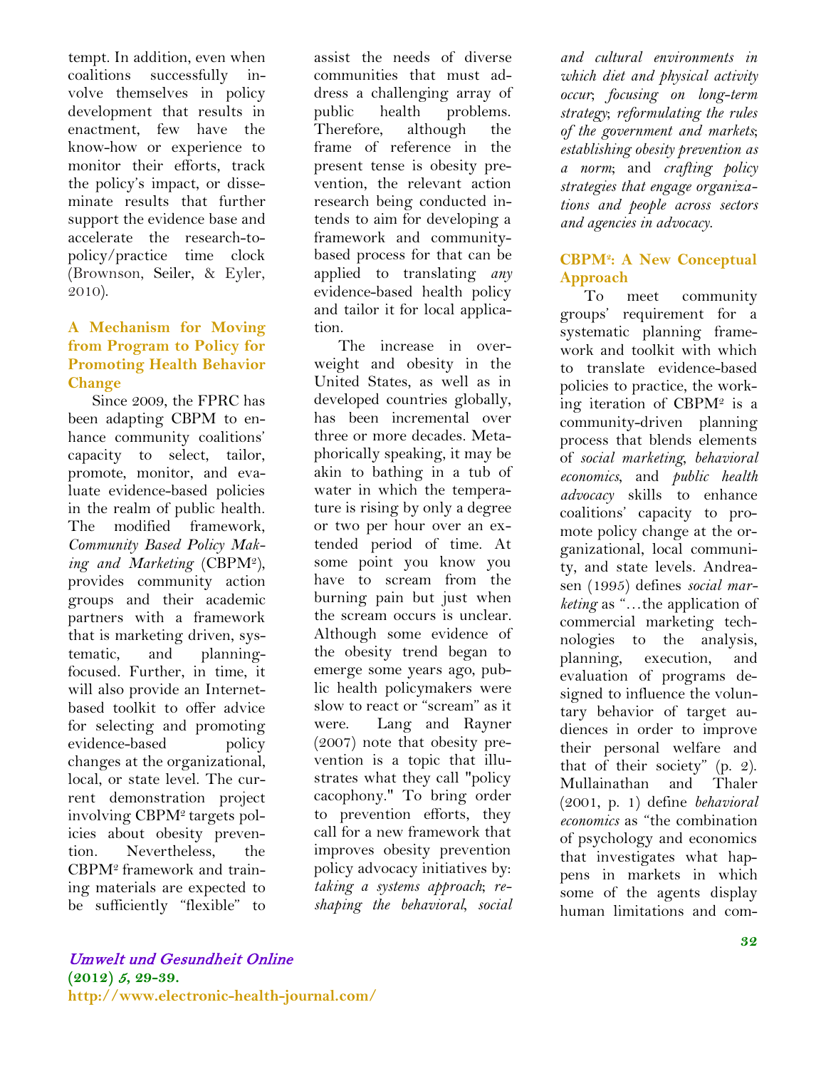tempt. In addition, even when coalitions successfully involve themselves in policy development that results in enactment, few have the know-how or experience to monitor their efforts, track the policy's impact, or disseminate results that further support the evidence base and accelerate the research-to-policy/practice time clock (Brownson, Seiler, & Eyler, 2010).

## A Mechanism for Moving from Program to Policy for Promoting Health Behavior Change

Since 2009, the FPRC has been adapting CBPM to enhance community coalitions' capacity to select, tailor, promote, monitor, and evaluate evidence-based policies in the realm of public health. The modified framework, *Community Based Policy Making and Marketing* (CBPM²), provides community action groups and their academic partners with a framework that is marketing driven, systematic, and planning-focused. Further, in time, it will also provide an Internet-based toolkit to offer advice for selecting and promoting evidence-based policy changes at the organizational, local, or state level. The current demonstration project involving CBPM² targets policies about obesity prevention. Nevertheless, the CBPM² framework and training materials are expected to be sufficiently "flexible" to assist the needs of diverse communities that must address a challenging array of public health problems. Therefore, although the frame of reference in the present tense is obesity prevention, the relevant action research being conducted intends to aim for developing a framework and community-based process for that can be applied to translating *any* evidence-based health policy and tailor it for local application.

The increase in overweight and obesity in the United States, as well as in developed countries globally, has been incremental over three or more decades. Metaphorically speaking, it may be akin to bathing in a tub of water in which the temperature is rising by only a degree or two per hour over an extended period of time. At some point you know you have to scream from the burning pain but just when the scream occurs is unclear. Although some evidence of the obesity trend began to emerge some years ago, public health policymakers were slow to react or "scream" as it were. Lang and Rayner (2007) note that obesity prevention is a topic that illustrates what they call "policy cacophony." To bring order to prevention efforts, they call for a new framework that improves obesity prevention policy advocacy initiatives by: *taking a systems approach*; *reshaping the behavioral, social and cultural environments in which diet and physical activity occur*; *focusing on long-term strategy*; *reformulating the rules of the government and markets*; *establishing obesity prevention as a norm*; and *crafting policy strategies that engage organizations and people across sectors and agencies in advocacy*.

## CBPM²: A New Conceptual Approach

To meet community groups' requirement for a systematic planning framework and toolkit with which to translate evidence-based policies to practice, the working iteration of CBPM² is a community-driven planning process that blends elements of *social marketing*, *behavioral economics*, and *public health advocacy* skills to enhance coalitions' capacity to promote policy change at the organizational, local community, and state levels. Andreasen (1995) defines *social marketing* as "…the application of commercial marketing technologies to the analysis, planning, execution, and evaluation of programs designed to influence the voluntary behavior of target audiences in order to improve their personal welfare and that of their society" (p. 2). Mullainathan and Thaler (2001, p. 1) define *behavioral economics* as "the combination of psychology and economics that investigates what happens in markets in which some of the agents display human limitations and com-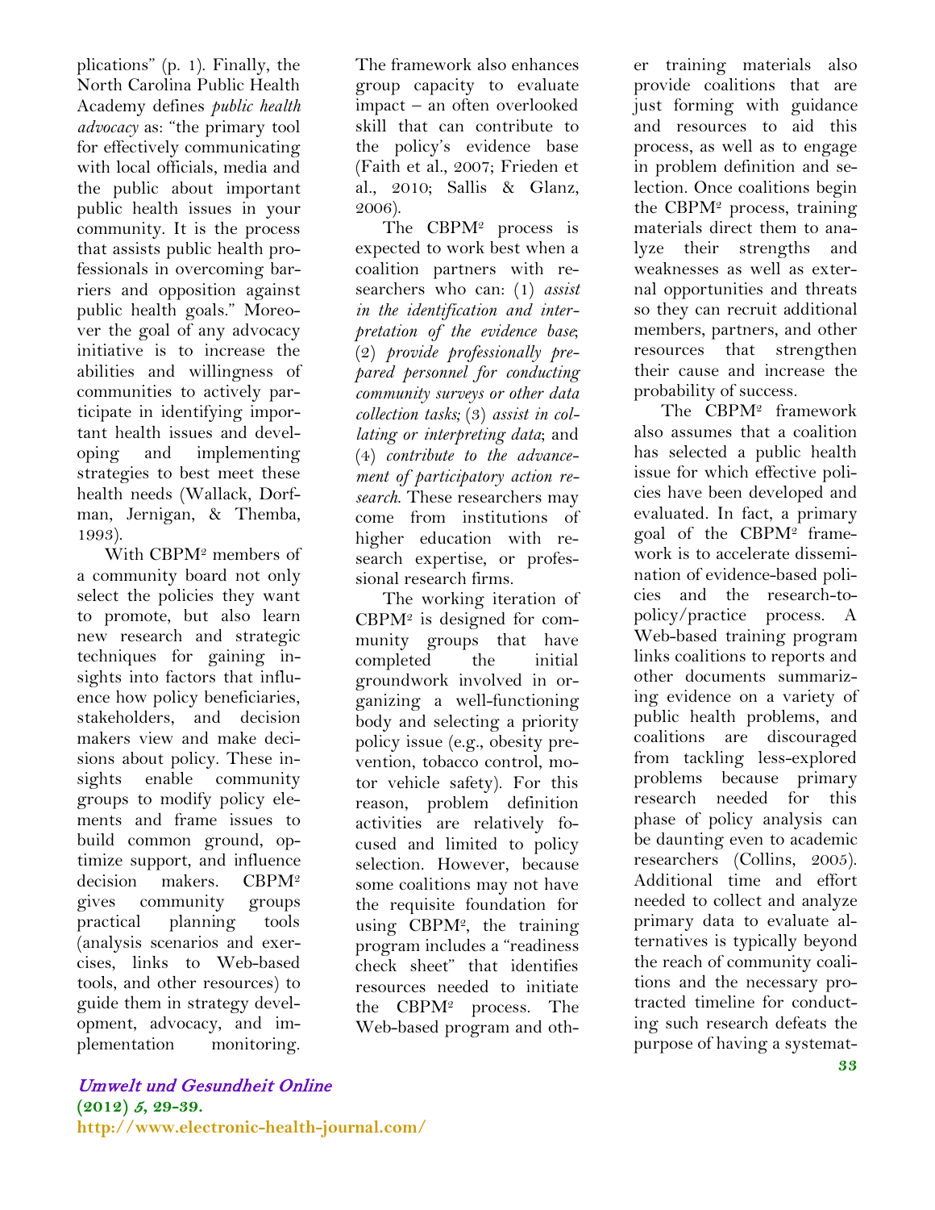plications" (p. 1). Finally, the North Carolina Public Health Academy defines *public health advocacy* as: "the primary tool for effectively communicating with local officials, media and the public about important public health issues in your community. It is the process that assists public health professionals in overcoming barriers and opposition against public health goals." Moreover the goal of any advocacy initiative is to increase the abilities and willingness of communities to actively participate in identifying important health issues and developing and implementing strategies to best meet these health needs (Wallack, Dorfman, Jernigan, & Themba, 1993).

With CBPM² members of a community board not only select the policies they want to promote, but also learn new research and strategic techniques for gaining insights into factors that influence how policy beneficiaries, stakeholders, and decision makers view and make decisions about policy. These insights enable community groups to modify policy elements and frame issues to build common ground, optimize support, and influence decision makers. CBPM² gives community groups practical planning tools (analysis scenarios and exercises, links to Web-based tools, and other resources) to guide them in strategy development, advocacy, and implementation monitoring. The framework also enhances group capacity to evaluate impact – an often overlooked skill that can contribute to the policy's evidence base (Faith et al., 2007; Frieden et al., 2010; Sallis & Glanz, 2006).

The CBPM² process is expected to work best when a coalition partners with researchers who can: (1) *assist in the identification and interpretation of the evidence base*; (2) *provide professionally prepared personnel for conducting community surveys or other data collection tasks;* (3) *assist in collating or interpreting data*; and (4) *contribute to the advancement of participatory action research*. These researchers may come from institutions of higher education with research expertise, or professional research firms.

The working iteration of CBPM² is designed for community groups that have completed the initial groundwork involved in organizing a well-functioning body and selecting a priority policy issue (e.g., obesity prevention, tobacco control, motor vehicle safety). For this reason, problem definition activities are relatively focused and limited to policy selection. However, because some coalitions may not have the requisite foundation for using CBPM², the training program includes a "readiness check sheet" that identifies resources needed to initiate the CBPM² process. The Web-based program and other training materials also provide coalitions that are just forming with guidance and resources to aid this process, as well as to engage in problem definition and selection. Once coalitions begin the CBPM² process, training materials direct them to analyze their strengths and weaknesses as well as external opportunities and threats so they can recruit additional members, partners, and other resources that strengthen their cause and increase the probability of success.

The CBPM² framework also assumes that a coalition has selected a public health issue for which effective policies have been developed and evaluated. In fact, a primary goal of the CBPM² framework is to accelerate dissemination of evidence-based policies and the research-to-policy/practice process. A Web-based training program links coalitions to reports and other documents summarizing evidence on a variety of public health problems, and coalitions are discouraged from tackling less-explored problems because primary research needed for this phase of policy analysis can be daunting even to academic researchers (Collins, 2005). Additional time and effort needed to collect and analyze primary data to evaluate alternatives is typically beyond the reach of community coalitions and the necessary protracted timeline for conducting such research defeats the purpose of having a systemat-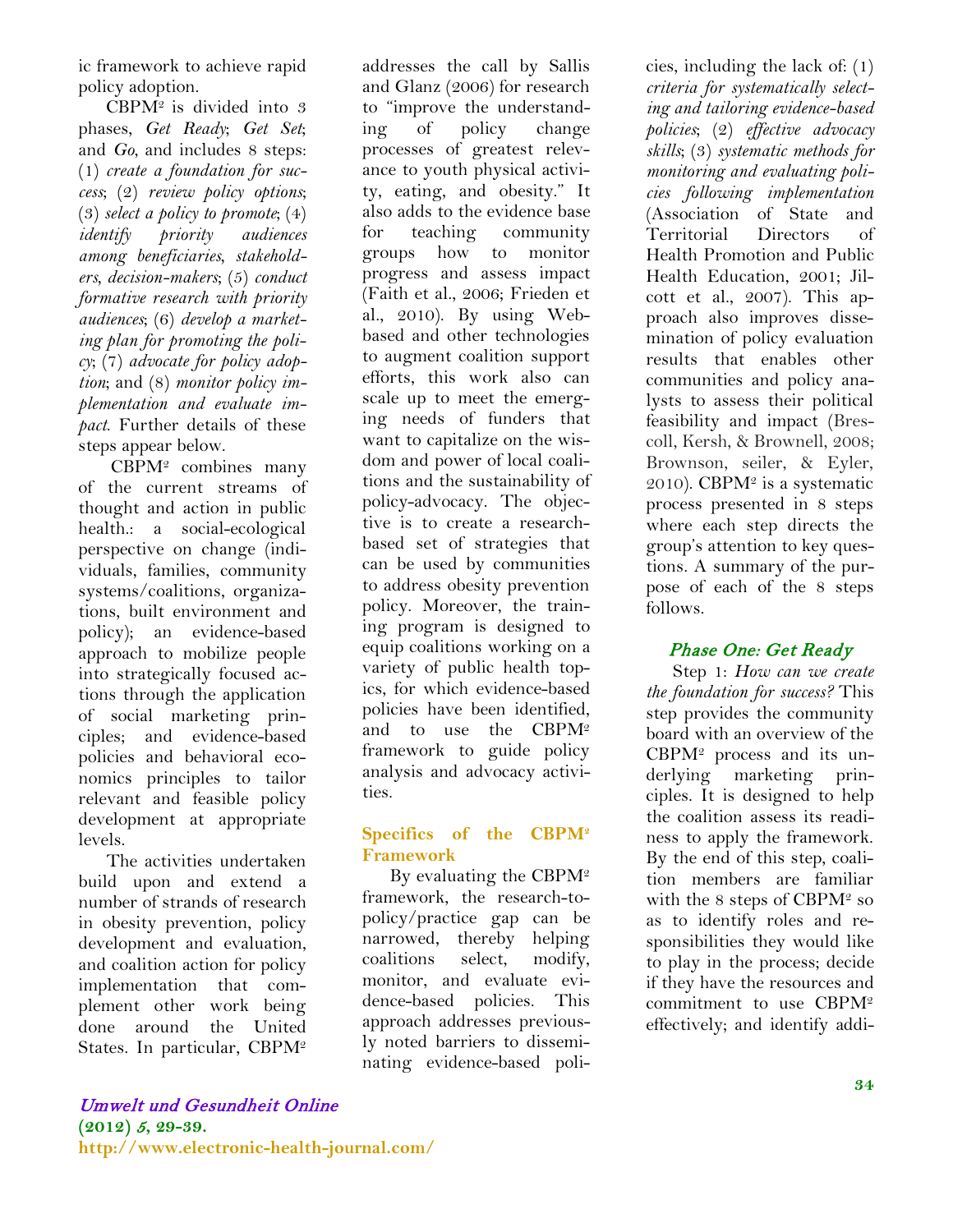ic framework to achieve rapid policy adoption.

CBPM² is divided into 3 phases, *Get Ready*; *Get Set*; and *Go*, and includes 8 steps: (1) *create a foundation for success*; (2) *review policy options*; (3) *select a policy to promote*; (4) *identify priority audiences among beneficiaries, stakeholders, decision-makers*; (5) *conduct formative research with priority audiences*; (6) *develop a marketing plan for promoting the policy*; (7) *advocate for policy adoption*; and (8) *monitor policy implementation and evaluate impact*. Further details of these steps appear below.

CBPM² combines many of the current streams of thought and action in public health.: a social-ecological perspective on change (individuals, families, community systems/coalitions, organizations, built environment and policy); an evidence-based approach to mobilize people into strategically focused actions through the application of social marketing principles; and evidence-based policies and behavioral economics principles to tailor relevant and feasible policy development at appropriate levels.

The activities undertaken build upon and extend a number of strands of research in obesity prevention, policy development and evaluation, and coalition action for policy implementation that complement other work being done around the United States. In particular, CBPM² addresses the call by Sallis and Glanz (2006) for research to "improve the understanding of policy change processes of greatest relevance to youth physical activity, eating, and obesity." It also adds to the evidence base for teaching community groups how to monitor progress and assess impact (Faith et al., 2006; Frieden et al., 2010). By using Web-based and other technologies to augment coalition support efforts, this work also can scale up to meet the emerging needs of funders that want to capitalize on the wisdom and power of local coalitions and the sustainability of policy-advocacy. The objective is to create a research-based set of strategies that can be used by communities to address obesity prevention policy. Moreover, the training program is designed to equip coalitions working on a variety of public health topics, for which evidence-based policies have been identified, and to use the CBPM² framework to guide policy analysis and advocacy activities.

## Specifics of the CBPM² Framework

By evaluating the CBPM² framework, the research-to-policy/practice gap can be narrowed, thereby helping coalitions select, modify, monitor, and evaluate evidence-based policies. This approach addresses previously noted barriers to disseminating evidence-based policies, including the lack of: (1) *criteria for systematically selecting and tailoring evidence-based policies*; (2) *effective advocacy skills*; (3) *systematic methods for monitoring and evaluating policies following implementation* (Association of State and Territorial Directors of Health Promotion and Public Health Education, 2001; Jilcott et al., 2007). This approach also improves dissemination of policy evaluation results that enables other communities and policy analysts to assess their political feasibility and impact (Brescoll, Kersh, & Brownell, 2008; Brownson, seiler, & Eyler, 2010). CBPM² is a systematic process presented in 8 steps where each step directs the group's attention to key questions. A summary of the purpose of each of the 8 steps follows.

### *Phase One: Get Ready*

Step 1: *How can we create the foundation for success?* This step provides the community board with an overview of the CBPM² process and its underlying marketing principles. It is designed to help the coalition assess its readiness to apply the framework. By the end of this step, coalition members are familiar with the 8 steps of CBPM² so as to identify roles and responsibilities they would like to play in the process; decide if they have the resources and commitment to use CBPM² effectively; and identify addi-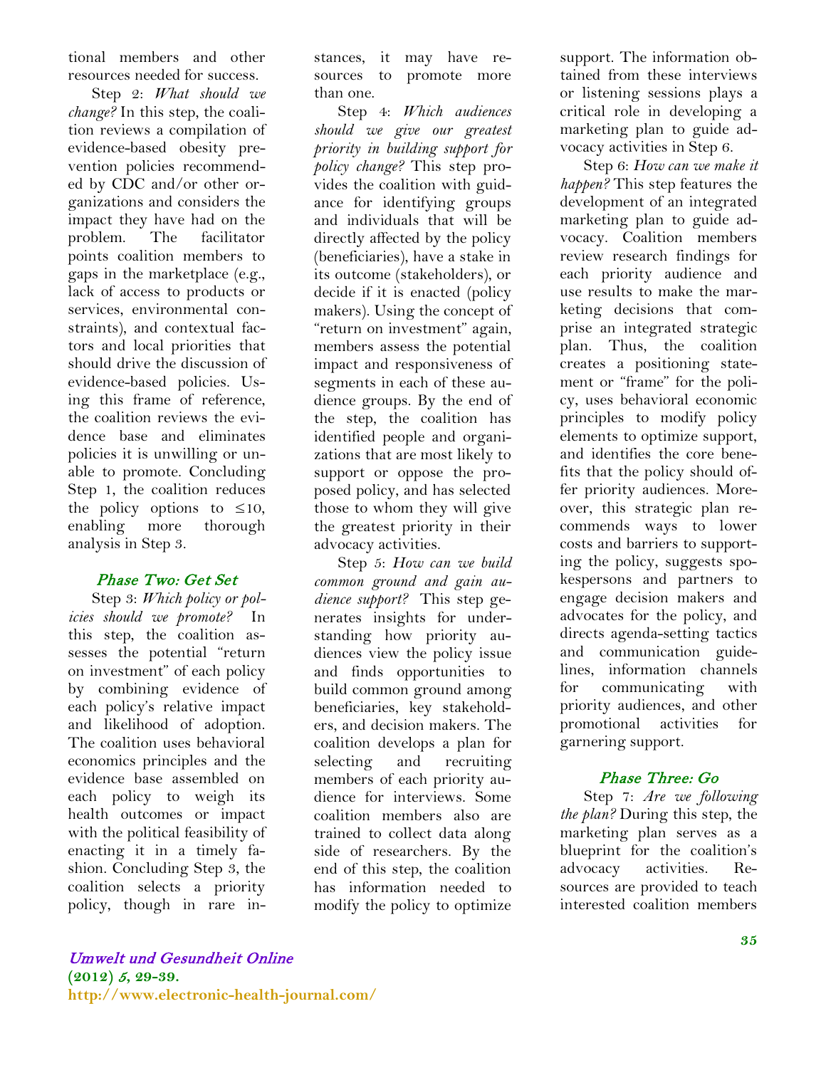tional members and other resources needed for success.

Step 2: *What should we change?* In this step, the coalition reviews a compilation of evidence-based obesity prevention policies recommended by CDC and/or other organizations and considers the impact they have had on the problem. The facilitator points coalition members to gaps in the marketplace (e.g., lack of access to products or services, environmental constraints), and contextual factors and local priorities that should drive the discussion of evidence-based policies. Using this frame of reference, the coalition reviews the evidence base and eliminates policies it is unwilling or unable to promote. Concluding Step 1, the coalition reduces the policy options to ≤10, enabling more thorough analysis in Step 3.

### Phase Two: Get Set

Step 3: *Which policy or policies should we promote?* In this step, the coalition assesses the potential "return on investment" of each policy by combining evidence of each policy's relative impact and likelihood of adoption. The coalition uses behavioral economics principles and the evidence base assembled on each policy to weigh its health outcomes or impact with the political feasibility of enacting it in a timely fashion. Concluding Step 3, the coalition selects a priority policy, though in rare instances, it may have resources to promote more than one.

Step 4: *Which audiences should we give our greatest priority in building support for policy change?* This step provides the coalition with guidance for identifying groups and individuals that will be directly affected by the policy (beneficiaries), have a stake in its outcome (stakeholders), or decide if it is enacted (policy makers). Using the concept of "return on investment" again, members assess the potential impact and responsiveness of segments in each of these audience groups. By the end of the step, the coalition has identified people and organizations that are most likely to support or oppose the proposed policy, and has selected those to whom they will give the greatest priority in their advocacy activities.

Step 5: *How can we build common ground and gain audience support?* This step generates insights for understanding how priority audiences view the policy issue and finds opportunities to build common ground among beneficiaries, key stakeholders, and decision makers. The coalition develops a plan for selecting and recruiting members of each priority audience for interviews. Some coalition members also are trained to collect data along side of researchers. By the end of this step, the coalition has information needed to modify the policy to optimize support. The information obtained from these interviews or listening sessions plays a critical role in developing a marketing plan to guide advocacy activities in Step 6.

Step 6: *How can we make it happen?* This step features the development of an integrated marketing plan to guide advocacy. Coalition members review research findings for each priority audience and use results to make the marketing decisions that comprise an integrated strategic plan. Thus, the coalition creates a positioning statement or "frame" for the policy, uses behavioral economic principles to modify policy elements to optimize support, and identifies the core benefits that the policy should offer priority audiences. Moreover, this strategic plan recommends ways to lower costs and barriers to supporting the policy, suggests spokespersons and partners to engage decision makers and advocates for the policy, and directs agenda-setting tactics and communication guidelines, information channels for communicating with priority audiences, and other promotional activities for garnering support.

### Phase Three: Go

Step 7: *Are we following the plan?* During this step, the marketing plan serves as a blueprint for the coalition's advocacy activities. Resources are provided to teach interested coalition members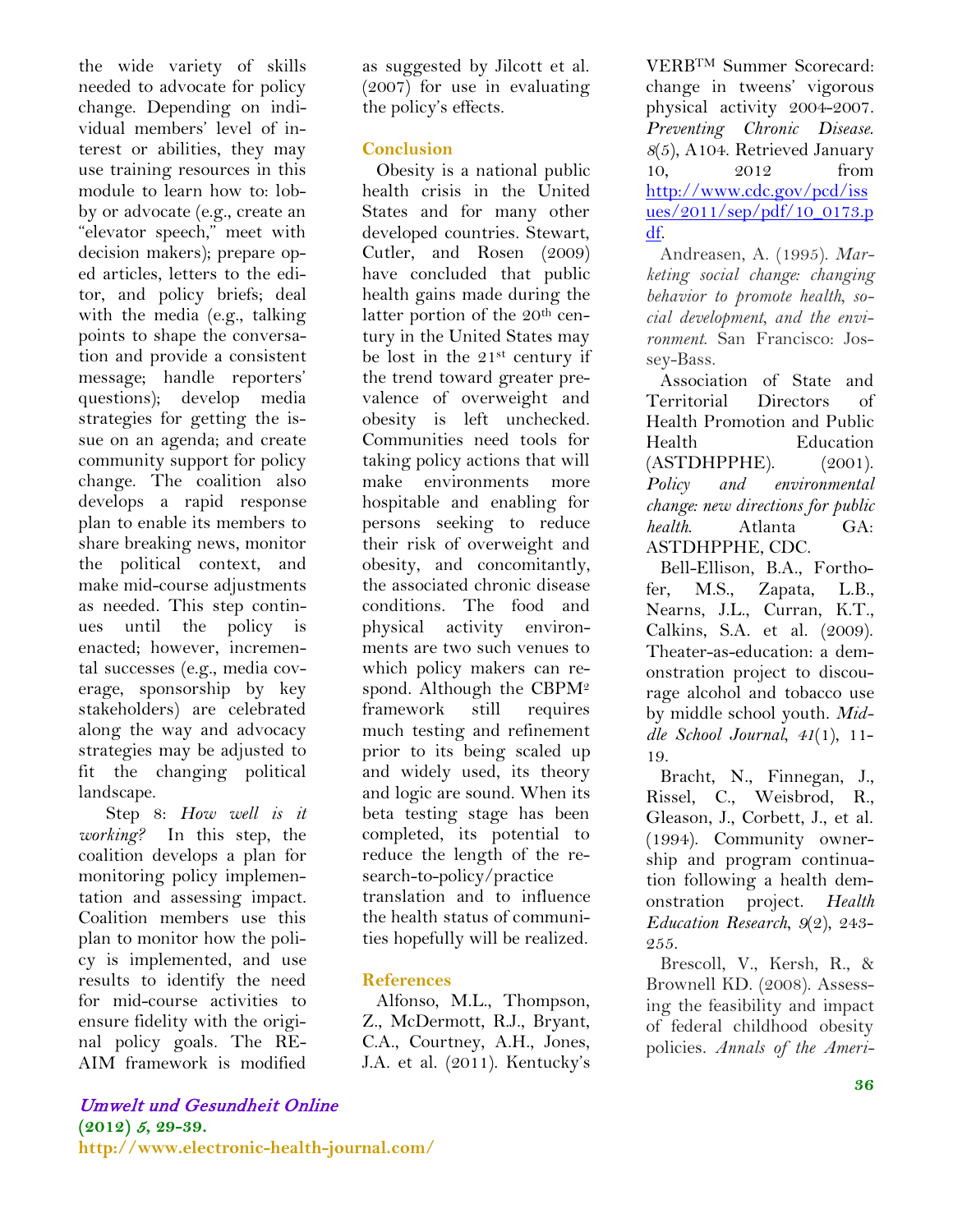the wide variety of skills needed to advocate for policy change. Depending on individual members' level of interest or abilities, they may use training resources in this module to learn how to: lobby or advocate (e.g., create an "elevator speech," meet with decision makers); prepare op-ed articles, letters to the editor, and policy briefs; deal with the media (e.g., talking points to shape the conversation and provide a consistent message; handle reporters' questions); develop media strategies for getting the issue on an agenda; and create community support for policy change. The coalition also develops a rapid response plan to enable its members to share breaking news, monitor the political context, and make mid-course adjustments as needed. This step continues until the policy is enacted; however, incremental successes (e.g., media coverage, sponsorship by key stakeholders) are celebrated along the way and advocacy strategies may be adjusted to fit the changing political landscape.

Step 8: *How well is it working?* In this step, the coalition develops a plan for monitoring policy implementation and assessing impact. Coalition members use this plan to monitor how the policy is implemented, and use results to identify the need for mid-course activities to ensure fidelity with the original policy goals. The RE-AIM framework is modified as suggested by Jilcott et al. (2007) for use in evaluating the policy's effects.

## Conclusion

Obesity is a national public health crisis in the United States and for many other developed countries. Stewart, Cutler, and Rosen (2009) have concluded that public health gains made during the latter portion of the 20th century in the United States may be lost in the 21st century if the trend toward greater prevalence of overweight and obesity is left unchecked. Communities need tools for taking policy actions that will make environments more hospitable and enabling for persons seeking to reduce their risk of overweight and obesity, and concomitantly, the associated chronic disease conditions. The food and physical activity environments are two such venues to which policy makers can respond. Although the CBPM[2] framework still requires much testing and refinement prior to its being scaled up and widely used, its theory and logic are sound. When its beta testing stage has been completed, its potential to reduce the length of the research-to-policy/practice translation and to influence the health status of communities hopefully will be realized.

## References

Alfonso, M.L., Thompson, Z., McDermott, R.J., Bryant, C.A., Courtney, A.H., Jones, J.A. et al. (2011). Kentucky's VERB™ Summer Scorecard: change in tweens' vigorous physical activity 2004-2007. *Preventing Chronic Disease. 8*(5), A104. Retrieved January 10, 2012 from http://www.cdc.gov/pcd/issues/2011/sep/pdf/10_0173.pdf.

Andreasen, A. (1995). *Marketing social change: changing behavior to promote health, social development, and the environment*. San Francisco: Jossey-Bass.

Association of State and Territorial Directors of Health Promotion and Public Health Education (ASTDHPPHE). (2001). *Policy and environmental change: new directions for public health*. Atlanta GA: ASTDHPPHE, CDC.

Bell-Ellison, B.A., Forthofer, M.S., Zapata, L.B., Nearns, J.L., Curran, K.T., Calkins, S.A. et al. (2009). Theater-as-education: a demonstration project to discourage alcohol and tobacco use by middle school youth. *Middle School Journal, 41*(1), 11-19.

Bracht, N., Finnegan, J., Rissel, C., Weisbrod, R., Gleason, J., Corbett, J., et al. (1994). Community ownership and program continuation following a health demonstration project. *Health Education Research, 9*(2), 243-255.

Brescoll, V., Kersh, R., & Brownell KD. (2008). Assessing the feasibility and impact of federal childhood obesity policies. *Annals of the Ameri-*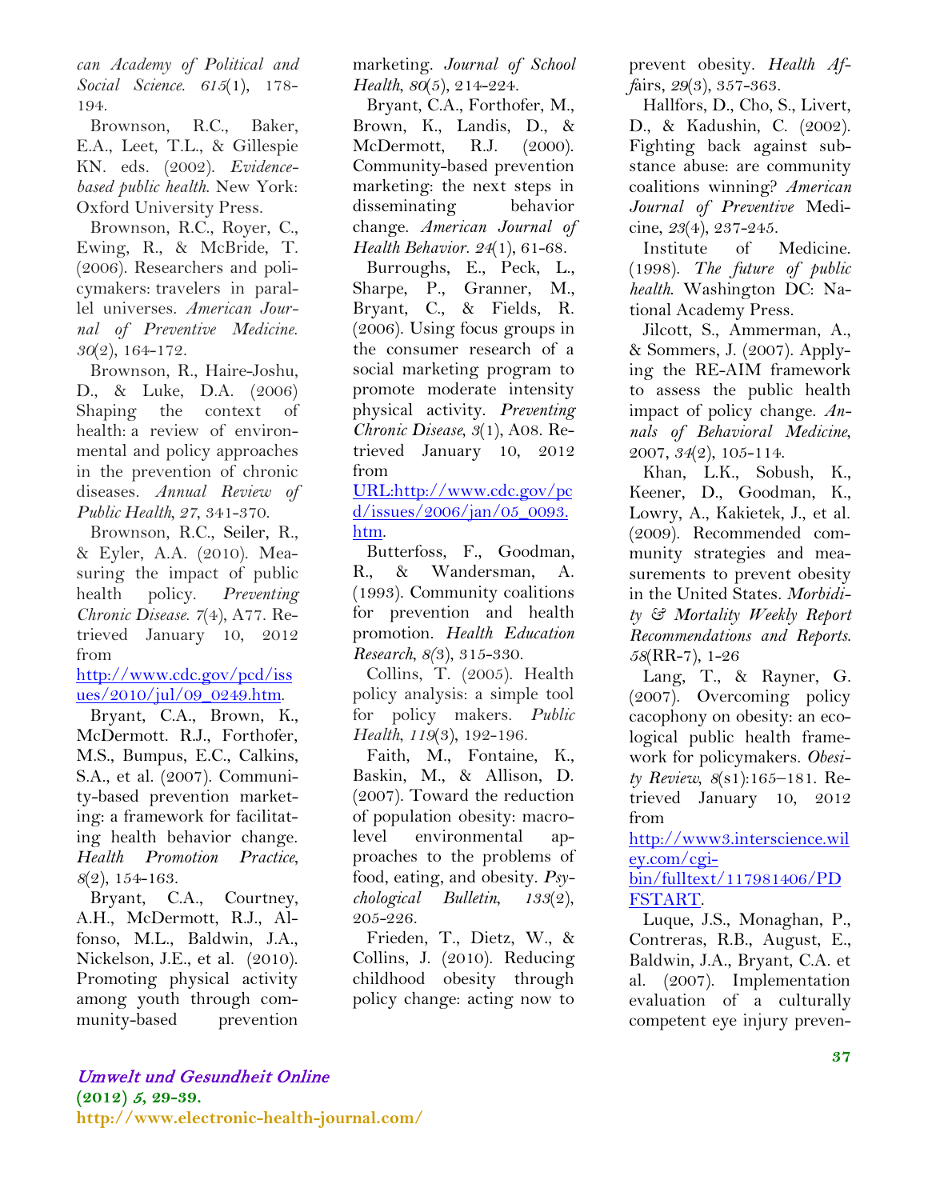*can Academy of Political and Social Science. 615*(1), 178-194.

Brownson, R.C., Baker, E.A., Leet, T.L., & Gillespie KN. eds. (2002). *Evidence-based public health.* New York: Oxford University Press.

Brownson, R.C., Royer, C., Ewing, R., & McBride, T. (2006). Researchers and policymakers: travelers in parallel universes. *American Journal of Preventive Medicine. 30*(2), 164-172.

Brownson, R., Haire-Joshu, D., & Luke, D.A. (2006) Shaping the context of health: a review of environmental and policy approaches in the prevention of chronic diseases. *Annual Review of Public Health, 27*, 341-370.

Brownson, R.C., Seiler, R., & Eyler, A.A. (2010). Measuring the impact of public health policy. *Preventing Chronic Disease. 7*(4), A77. Retrieved January 10, 2012 from http://www.cdc.gov/pcd/issues/2010/jul/09_0249.htm.

Bryant, C.A., Brown, K., McDermott. R.J., Forthofer, M.S., Bumpus, E.C., Calkins, S.A., et al. (2007). Community-based prevention marketing: a framework for facilitating health behavior change. *Health Promotion Practice, 8*(2), 154-163.

Bryant, C.A., Courtney, A.H., McDermott, R.J., Alfonso, M.L., Baldwin, J.A., Nickelson, J.E., et al. (2010). Promoting physical activity among youth through community-based prevention marketing. *Journal of School Health, 80*(5), 214-224.

Bryant, C.A., Forthofer, M., Brown, K., Landis, D., & McDermott, R.J. (2000). Community-based prevention marketing: the next steps in disseminating behavior change. *American Journal of Health Behavior. 24*(1), 61-68.

Burroughs, E., Peck, L., Sharpe, P., Granner, M., Bryant, C., & Fields, R. (2006). Using focus groups in the consumer research of a social marketing program to promote moderate intensity physical activity. *Preventing Chronic Disease, 3*(1), A08. Retrieved January 10, 2012 from URL:http://www.cdc.gov/pcd/issues/2006/jan/05_0093.htm.

Butterfoss, F., Goodman, R., & Wandersman, A. (1993). Community coalitions for prevention and health promotion. *Health Education Research, 8*(3), 315-330.

Collins, T. (2005). Health policy analysis: a simple tool for policy makers. *Public Health, 119*(3), 192-196.

Faith, M., Fontaine, K., Baskin, M., & Allison, D. (2007). Toward the reduction of population obesity: macrolevel environmental approaches to the problems of food, eating, and obesity. *Psychological Bulletin, 133*(2), 205-226.

Frieden, T., Dietz, W., & Collins, J. (2010). Reducing childhood obesity through policy change: acting now to prevent obesity. *Health Affairs, 29*(3), 357-363.

Hallfors, D., Cho, S., Livert, D., & Kadushin, C. (2002). Fighting back against substance abuse: are community coalitions winning? *American Journal of Preventive* Medicine, *23*(4), 237-245.

Institute of Medicine. (1998). *The future of public health.* Washington DC: National Academy Press.

Jilcott, S., Ammerman, A., & Sommers, J. (2007). Applying the RE-AIM framework to assess the public health impact of policy change. *Annals of Behavioral Medicine*, 2007, *34*(2), 105-114.

Khan, L.K., Sobush, K., Keener, D., Goodman, K., Lowry, A., Kakietek, J., et al. (2009). Recommended community strategies and measurements to prevent obesity in the United States. *Morbidity & Mortality Weekly Report Recommendations and Reports. 58*(RR-7), 1-26

Lang, T., & Rayner, G. (2007). Overcoming policy cacophony on obesity: an ecological public health framework for policymakers. *Obesity Review, 8*(s1):165–181. Retrieved January 10, 2012 from http://www3.interscience.wiley.com/cgi-bin/fulltext/117981406/PDFSTART.

Luque, J.S., Monaghan, P., Contreras, R.B., August, E., Baldwin, J.A., Bryant, C.A. et al. (2007). Implementation evaluation of a culturally competent eye injury preven-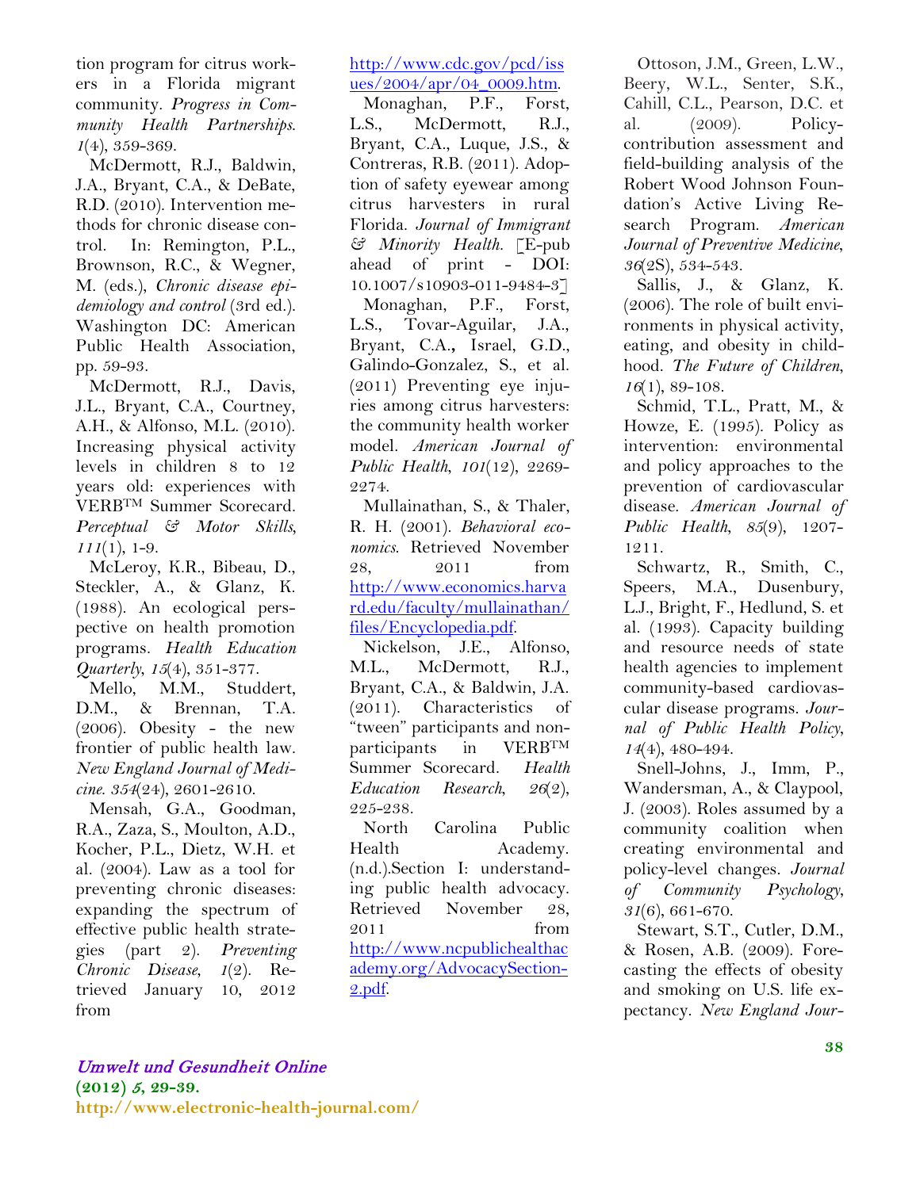tion program for citrus workers in a Florida migrant community. *Progress in Community Health Partnerships. 1*(4), 359-369.

McDermott, R.J., Baldwin, J.A., Bryant, C.A., & DeBate, R.D. (2010). Intervention methods for chronic disease control. In: Remington, P.L., Brownson, R.C., & Wegner, M. (eds.), *Chronic disease epidemiology and control* (3rd ed.). Washington DC: American Public Health Association, pp. 59-93.

McDermott, R.J., Davis, J.L., Bryant, C.A., Courtney, A.H., & Alfonso, M.L. (2010). Increasing physical activity levels in children 8 to 12 years old: experiences with VERB™ Summer Scorecard. *Perceptual & Motor Skills, 111*(1), 1-9.

McLeroy, K.R., Bibeau, D., Steckler, A., & Glanz, K. (1988). An ecological perspective on health promotion programs. *Health Education Quarterly, 15*(4), 351-377.

Mello, M.M., Studdert, D.M., & Brennan, T.A. (2006). Obesity - the new frontier of public health law. *New England Journal of Medicine. 354*(24), 2601-2610.

Mensah, G.A., Goodman, R.A., Zaza, S., Moulton, A.D., Kocher, P.L., Dietz, W.H. et al. (2004). Law as a tool for preventing chronic diseases: expanding the spectrum of effective public health strategies (part 2). *Preventing Chronic Disease, 1*(2). Retrieved January 10, 2012 from http://www.cdc.gov/pcd/issues/2004/apr/04_0009.htm.

Monaghan, P.F., Forst, L.S., McDermott, R.J., Bryant, C.A., Luque, J.S., & Contreras, R.B. (2011). Adoption of safety eyewear among citrus harvesters in rural Florida. *Journal of Immigrant & Minority Health*. [E-pub ahead of print - DOI: 10.1007/s10903-011-9484-3]

Monaghan, P.F., Forst, L.S., Tovar-Aguilar, J.A., Bryant, C.A., Israel, G.D., Galindo-Gonzalez, S., et al. (2011) Preventing eye injuries among citrus harvesters: the community health worker model. *American Journal of Public Health, 101*(12), 2269-2274.

Mullainathan, S., & Thaler, R. H. (2001). *Behavioral economics*. Retrieved November 28, 2011 from http://www.economics.harvard.edu/faculty/mullainathan/files/Encyclopedia.pdf.

Nickelson, J.E., Alfonso, M.L., McDermott, R.J., Bryant, C.A., & Baldwin, J.A. (2011). Characteristics of "tween" participants and non-participants in VERB™ Summer Scorecard. *Health Education Research, 26*(2), 225-238.

North Carolina Public Health Academy. (n.d.).Section I: understanding public health advocacy. Retrieved November 28, 2011 from http://www.ncpublichealthacademy.org/AdvocacySection-2.pdf.

Ottoson, J.M., Green, L.W., Beery, W.L., Senter, S.K., Cahill, C.L., Pearson, D.C. et al. (2009). Policy-contribution assessment and field-building analysis of the Robert Wood Johnson Foundation's Active Living Research Program. *American Journal of Preventive Medicine, 36*(2S), 534-543.

Sallis, J., & Glanz, K. (2006). The role of built environments in physical activity, eating, and obesity in childhood. *The Future of Children, 16*(1), 89-108.

Schmid, T.L., Pratt, M., & Howze, E. (1995). Policy as intervention: environmental and policy approaches to the prevention of cardiovascular disease. *American Journal of Public Health, 85*(9), 1207-1211.

Schwartz, R., Smith, C., Speers, M.A., Dusenbury, L.J., Bright, F., Hedlund, S. et al. (1993). Capacity building and resource needs of state health agencies to implement community-based cardiovascular disease programs. *Journal of Public Health Policy, 14*(4), 480-494.

Snell-Johns, J., Imm, P., Wandersman, A., & Claypool, J. (2003). Roles assumed by a community coalition when creating environmental and policy-level changes. *Journal of Community Psychology, 31*(6), 661-670.

Stewart, S.T., Cutler, D.M., & Rosen, A.B. (2009). Forecasting the effects of obesity and smoking on U.S. life expectancy. *New England Jour-*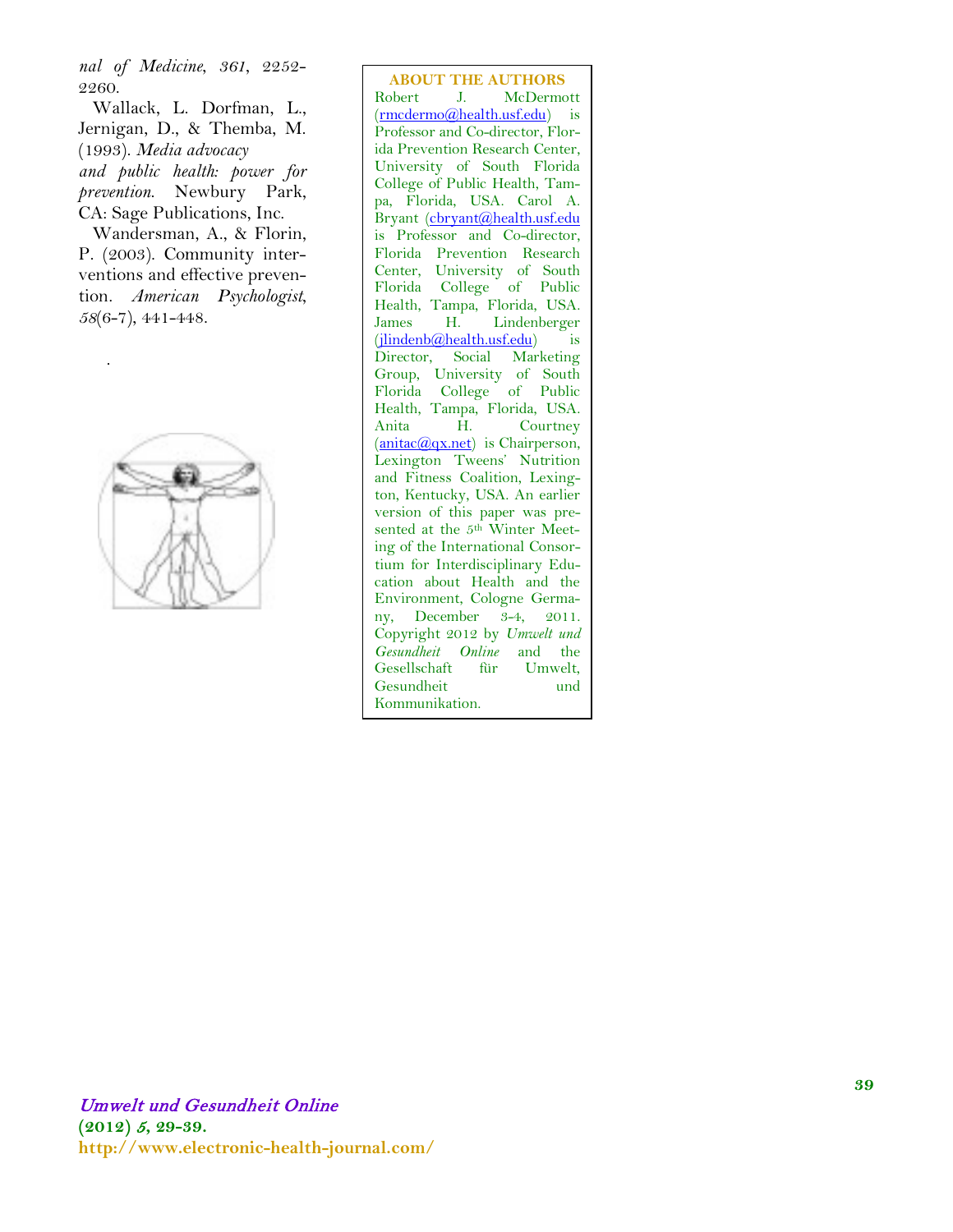*nal of Medicine*, *361*, 2252-2260.

Wallack, L. Dorfman, L., Jernigan, D., & Themba, M. (1993). *Media advocacy and public health: power for prevention.* Newbury Park, CA: Sage Publications, Inc.

Wandersman, A., & Florin, P. (2003). Community interventions and effective prevention. *American Psychologist*, *58*(6-7), 441-448.

**ABOUT THE AUTHORS**

Robert J. McDermott (rmcdermo@health.usf.edu) is Professor and Co-director, Florida Prevention Research Center, University of South Florida College of Public Health, Tampa, Florida, USA. Carol A. Bryant (cbryant@health.usf.edu is Professor and Co-director, Florida Prevention Research Center, University of South Florida College of Public Health, Tampa, Florida, USA. James H. Lindenberger (jlindenb@health.usf.edu) is Director, Social Marketing Group, University of South Florida College of Public Health, Tampa, Florida, USA. Anita H. Courtney (anitac@qx.net) is Chairperson, Lexington Tweens' Nutrition and Fitness Coalition, Lexington, Kentucky, USA. An earlier version of this paper was presented at the 5th Winter Meeting of the International Consortium for Interdisciplinary Education about Health and the Environment, Cologne Germany, December 3-4, 2011. Copyright 2012 by *Umwelt und Gesundheit Online* and the Gesellschaft für Umwelt, Gesundheit und Kommunikation.